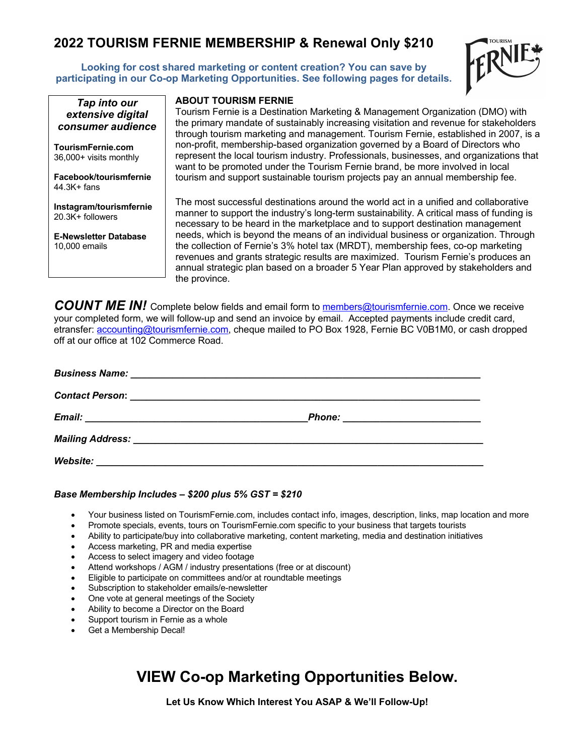# 2022 TOURISM FERNIE MEMBERSHIP & Renewal Only $210

**Looking for cost shared marketing or content creation? You can save by participating in our Co-op Marketing Opportunities. See following pages for details.**

***Tap into our extensive digital consumer audience***

**TourismFernie.com**
36,000+ visits monthly

**Facebook/tourismfernie**
44.3K+ fans

**Instagram/tourismfernie**
20.3K+ followers

**E-Newsletter Database**
10,000 emails

## ABOUT TOURISM FERNIE

Tourism Fernie is a Destination Marketing & Management Organization (DMO) with the primary mandate of sustainably increasing visitation and revenue for stakeholders through tourism marketing and management. Tourism Fernie, established in 2007, is a non-profit, membership-based organization governed by a Board of Directors who represent the local tourism industry. Professionals, businesses, and organizations that want to be promoted under the Tourism Fernie brand, be more involved in local tourism and support sustainable tourism projects pay an annual membership fee.

The most successful destinations around the world act in a unified and collaborative manner to support the industry's long-term sustainability. A critical mass of funding is necessary to be heard in the marketplace and to support destination management needs, which is beyond the means of an individual business or organization. Through the collection of Fernie's 3% hotel tax (MRDT), membership fees, co-op marketing revenues and grants strategic results are maximized. Tourism Fernie's produces an annual strategic plan based on a broader 5 Year Plan approved by stakeholders and the province.

***COUNT ME IN!*** Complete below fields and email form to members@tourismfernie.com. Once we receive your completed form, we will follow-up and send an invoice by email. Accepted payments include credit card, etransfer: accounting@tourismfernie.com, cheque mailed to PO Box 1928, Fernie BC V0B1M0, or cash dropped off at our office at 102 Commerce Road.

***Business Name:*** ______________________________________________

***Contact Person:*** ______________________________________________

***Email:*** ____________________________ ***Phone:*** ________________

***Mailing Address:*** ______________________________________________

***Website:*** ______________________________________________

***Base Membership Includes – $200 plus 5% GST = $210***

- Your business listed on TourismFernie.com, includes contact info, images, description, links, map location and more
- Promote specials, events, tours on TourismFernie.com specific to your business that targets tourists
- Ability to participate/buy into collaborative marketing, content marketing, media and destination initiatives
- Access marketing, PR and media expertise
- Access to select imagery and video footage
- Attend workshops / AGM / industry presentations (free or at discount)
- Eligible to participate on committees and/or at roundtable meetings
- Subscription to stakeholder emails/e-newsletter
- One vote at general meetings of the Society
- Ability to become a Director on the Board
- Support tourism in Fernie as a whole
- Get a Membership Decal!

# VIEW Co-op Marketing Opportunities Below.

**Let Us Know Which Interest You ASAP & We'll Follow-Up!**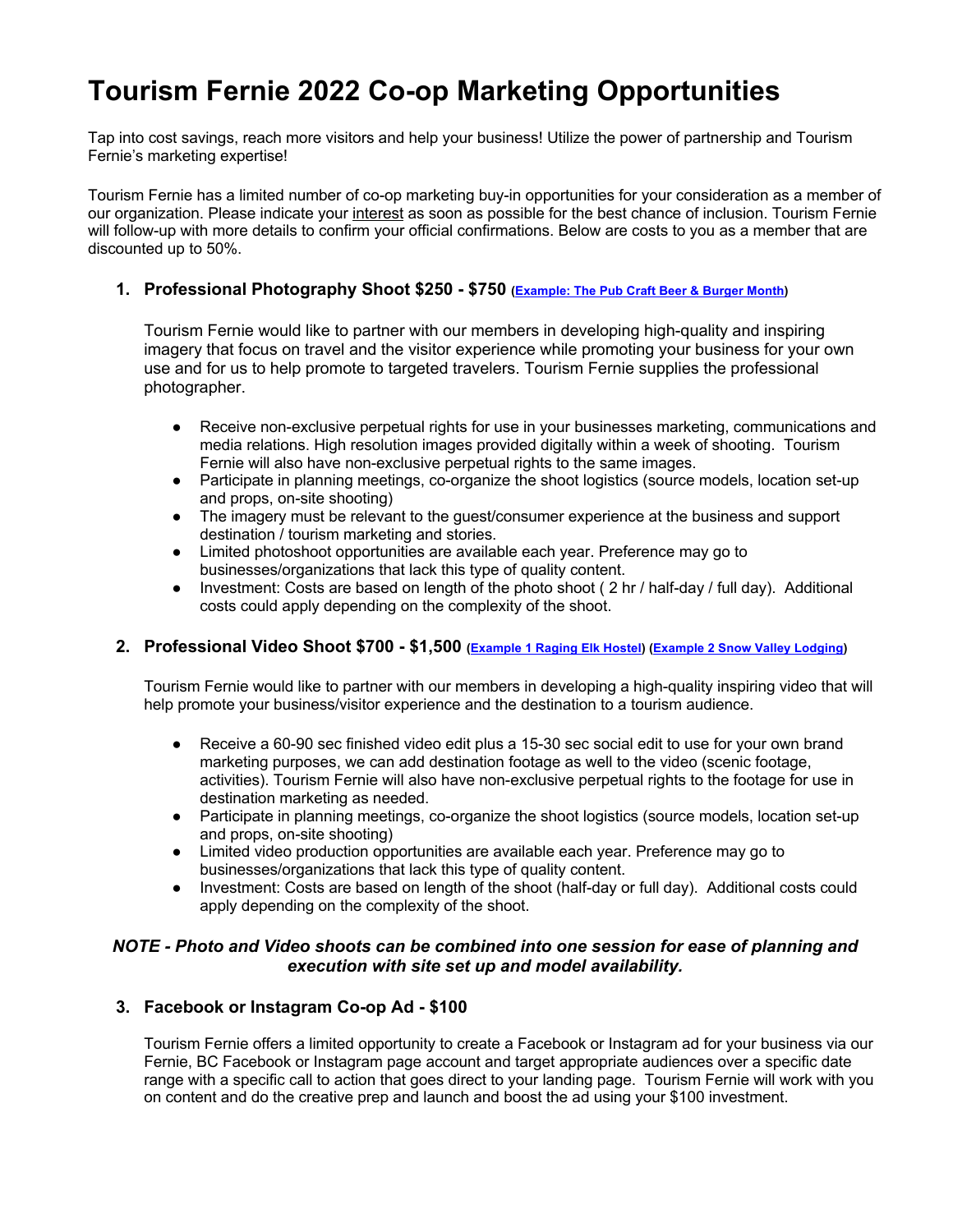# Tourism Fernie 2022 Co-op Marketing Opportunities

Tap into cost savings, reach more visitors and help your business! Utilize the power of partnership and Tourism Fernie's marketing expertise!

Tourism Fernie has a limited number of co-op marketing buy-in opportunities for your consideration as a member of our organization. Please indicate your interest as soon as possible for the best chance of inclusion. Tourism Fernie will follow-up with more details to confirm your official confirmations. Below are costs to you as a member that are discounted up to 50%.

1. **Professional Photography Shoot $250 - $750** (Example: The Pub Craft Beer & Burger Month)

   Tourism Fernie would like to partner with our members in developing high-quality and inspiring imagery that focus on travel and the visitor experience while promoting your business for your own use and for us to help promote to targeted travelers. Tourism Fernie supplies the professional photographer.

   - Receive non-exclusive perpetual rights for use in your businesses marketing, communications and media relations. High resolution images provided digitally within a week of shooting. Tourism Fernie will also have non-exclusive perpetual rights to the same images.
   - Participate in planning meetings, co-organize the shoot logistics (source models, location set-up and props, on-site shooting)
   - The imagery must be relevant to the guest/consumer experience at the business and support destination / tourism marketing and stories.
   - Limited photoshoot opportunities are available each year. Preference may go to businesses/organizations that lack this type of quality content.
   - Investment: Costs are based on length of the photo shoot ( 2 hr / half-day / full day). Additional costs could apply depending on the complexity of the shoot.

2. **Professional Video Shoot $700 - $1,500** (Example 1 Raging Elk Hostel) (Example 2 Snow Valley Lodging)

   Tourism Fernie would like to partner with our members in developing a high-quality inspiring video that will help promote your business/visitor experience and the destination to a tourism audience.

   - Receive a 60-90 sec finished video edit plus a 15-30 sec social edit to use for your own brand marketing purposes, we can add destination footage as well to the video (scenic footage, activities). Tourism Fernie will also have non-exclusive perpetual rights to the footage for use in destination marketing as needed.
   - Participate in planning meetings, co-organize the shoot logistics (source models, location set-up and props, on-site shooting)
   - Limited video production opportunities are available each year. Preference may go to businesses/organizations that lack this type of quality content.
   - Investment: Costs are based on length of the shoot (half-day or full day). Additional costs could apply depending on the complexity of the shoot.

***NOTE - Photo and Video shoots can be combined into one session for ease of planning and execution with site set up and model availability.***

3. **Facebook or Instagram Co-op Ad - $100**

   Tourism Fernie offers a limited opportunity to create a Facebook or Instagram ad for your business via our Fernie, BC Facebook or Instagram page account and target appropriate audiences over a specific date range with a specific call to action that goes direct to your landing page. Tourism Fernie will work with you on content and do the creative prep and launch and boost the ad using your $100 investment.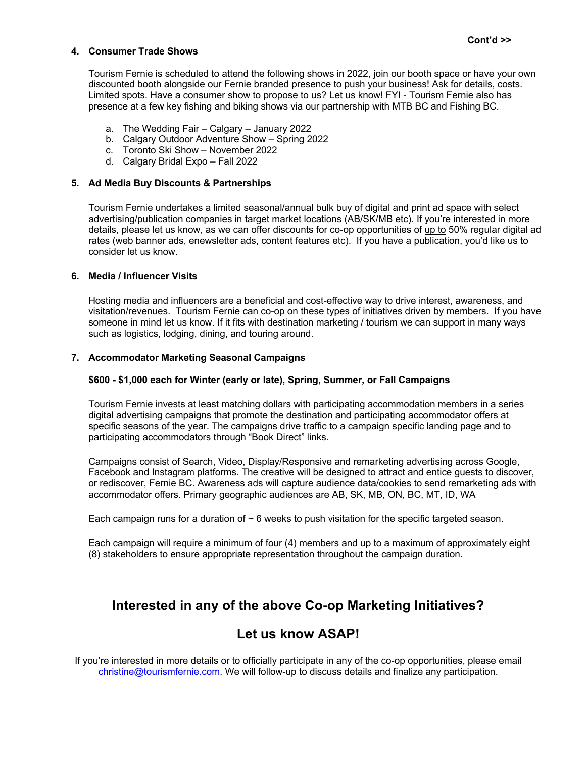Cont'd >>

4. **Consumer Trade Shows**

   Tourism Fernie is scheduled to attend the following shows in 2022, join our booth space or have your own discounted booth alongside our Fernie branded presence to push your business! Ask for details, costs. Limited spots. Have a consumer show to propose to us? Let us know! FYI - Tourism Fernie also has presence at a few key fishing and biking shows via our partnership with MTB BC and Fishing BC.

   a. The Wedding Fair – Calgary – January 2022
   b. Calgary Outdoor Adventure Show – Spring 2022
   c. Toronto Ski Show – November 2022
   d. Calgary Bridal Expo – Fall 2022

5. **Ad Media Buy Discounts & Partnerships**

   Tourism Fernie undertakes a limited seasonal/annual bulk buy of digital and print ad space with select advertising/publication companies in target market locations (AB/SK/MB etc). If you're interested in more details, please let us know, as we can offer discounts for co-op opportunities of <u>up to</u> 50% regular digital ad rates (web banner ads, enewsletter ads, content features etc). If you have a publication, you'd like us to consider let us know.

6. **Media / Influencer Visits**

   Hosting media and influencers are a beneficial and cost-effective way to drive interest, awareness, and visitation/revenues. Tourism Fernie can co-op on these types of initiatives driven by members. If you have someone in mind let us know. If it fits with destination marketing / tourism we can support in many ways such as logistics, lodging, dining, and touring around.

7. **Accommodator Marketing Seasonal Campaigns**

   **$600 - $1,000 each for Winter (early or late), Spring, Summer, or Fall Campaigns**

   Tourism Fernie invests at least matching dollars with participating accommodation members in a series digital advertising campaigns that promote the destination and participating accommodator offers at specific seasons of the year. The campaigns drive traffic to a campaign specific landing page and to participating accommodators through "Book Direct" links.

   Campaigns consist of Search, Video, Display/Responsive and remarketing advertising across Google, Facebook and Instagram platforms. The creative will be designed to attract and entice guests to discover, or rediscover, Fernie BC. Awareness ads will capture audience data/cookies to send remarketing ads with accommodator offers. Primary geographic audiences are AB, SK, MB, ON, BC, MT, ID, WA

   Each campaign runs for a duration of ~ 6 weeks to push visitation for the specific targeted season.

   Each campaign will require a minimum of four (4) members and up to a maximum of approximately eight (8) stakeholders to ensure appropriate representation throughout the campaign duration.

## Interested in any of the above Co-op Marketing Initiatives?

## Let us know ASAP!

If you're interested in more details or to officially participate in any of the co-op opportunities, please email christine@tourismfernie.com. We will follow-up to discuss details and finalize any participation.